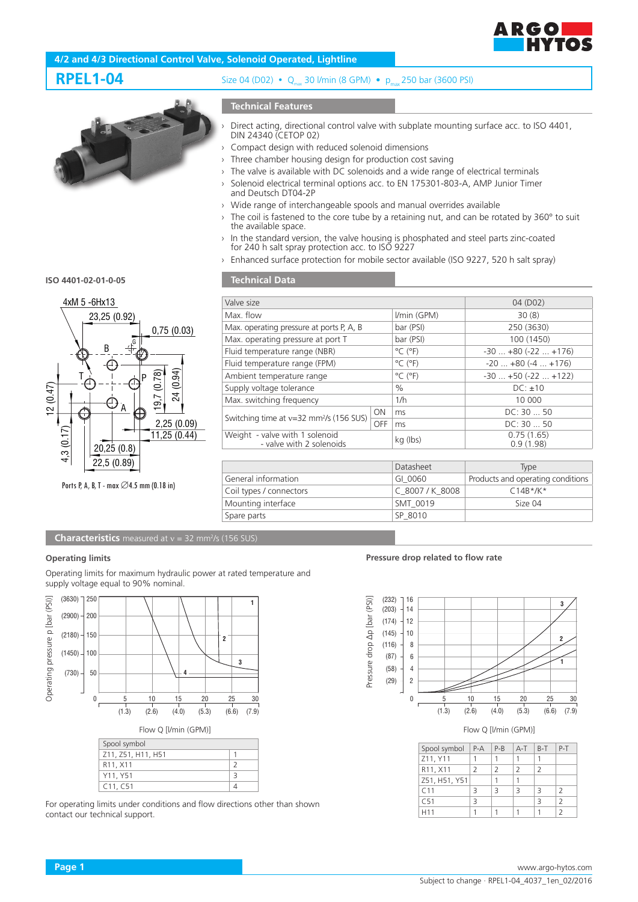# 4/2 and 4/3 Directional Control Valve, Solenoid Operated, Lightline

## RPEL1-04

Size 04 (D02) • $Q_{max}$ 30 l/min (8 GPM) • $p_{max}$ 250 bar (3600 PSI)

### Technical Features

- Direct acting, directional control valve with subplate mounting surface acc. to ISO 4401, DIN 24340 (CETOP 02)
- Compact design with reduced solenoid dimensions
- Three chamber housing design for production cost saving
- The valve is available with DC solenoids and a wide range of electrical terminals
- Solenoid electrical terminal options acc. to EN 175301-803-A, AMP Junior Timer and Deutsch DT04-2P
- Wide range of interchangeable spools and manual overrides available
- The coil is fastened to the core tube by a retaining nut, and can be rotated by 360° to suit the available space.
- In the standard version, the valve housing is phosphated and steel parts zinc-coated for 240 h salt spray protection acc. to ISO 9227
- Enhanced surface protection for mobile sector available (ISO 9227, 520 h salt spray)

**ISO 4401-02-01-0-05**

4xM 5 -6Hx13; 23,25 (0.92); 0,75 (0.03); 12 (0.47); 19,7 (0.78); 24 (0.94); 2,25 (0.09); 11,25 (0.44); 4,3 (0.17); 20,25 (0.8); 22,5 (0.89)

Ports P, A, B, T - max ∅4.5 mm (0.18 in)

### Technical Data

| Valve size | | | 04 (D02) |
|---|---|---|---|
| Max. flow | | l/min (GPM) | 30 (8) |
| Max. operating pressure at ports P, A, B | | bar (PSI) | 250 (3630) |
| Max. operating pressure at port T | | bar (PSI) | 100 (1450) |
| Fluid temperature range (NBR) | | °C (°F) | -30 ... +80 (-22 ... +176) |
| Fluid temperature range (FPM) | | °C (°F) | -20 ... +80 (-4 ... +176) |
| Ambient temperature range | | °C (°F) | -30 ... +50 (-22 ... +122) |
| Supply voltage tolerance | | % | DC: ±10 |
| Max. switching frequency | | 1/h | 10 000 |
| Switching time at ν=32 mm²/s (156 SUS) | ON | ms | DC: 30 ... 50 |
| | OFF | ms | DC: 30 ... 50 |
| Weight - valve with 1 solenoid<br>- valve with 2 solenoids | | kg (lbs) | 0.75 (1.65)<br>0.9 (1.98) |

| | Datasheet | Type |
|---|---|---|
| General information | GI_0060 | Products and operating conditions |
| Coil types / connectors | C_8007 / K_8008 | C14B*/K* |
| Mounting interface | SMT_0019 | Size 04 |
| Spare parts | SP_8010 | |

### Characteristics measured at ν = 32 mm²/s (156 SUS)

#### Operating limits

Operating limits for maximum hydraulic power at rated temperature and supply voltage equal to 90% nominal.

Operating pressure p [bar (PSI)] vs. Flow Q [l/min (GPM)]

| Spool symbol | |
|---|---|
| Z11, Z51, H11, H51 | 1 |
| R11, X11 | 2 |
| Y11, Y51 | 3 |
| C11, C51 | 4 |

For operating limits under conditions and flow directions other than shown contact our technical support.

#### Pressure drop related to flow rate

Pressure drop Δp [bar (PSI)] vs. Flow Q [l/min (GPM)]

| Spool symbol | P-A | P-B | A-T | B-T | P-T |
|---|---|---|---|---|---|
| Z11, Y11 | 1 | 1 | 1 | 1 | |
| R11, X11 | 2 | 2 | 2 | 2 | |
| Z51, H51, Y51 | | 1 | 1 | | |
| C11 | 3 | 3 | 3 | 3 | 2 |
| C51 | 3 | | | 3 | 2 |
| H11 | 1 | 1 | 1 | 1 | 2 |

www.argo-hytos.com

Subject to change · RPEL1-04_4037_1en_02/2016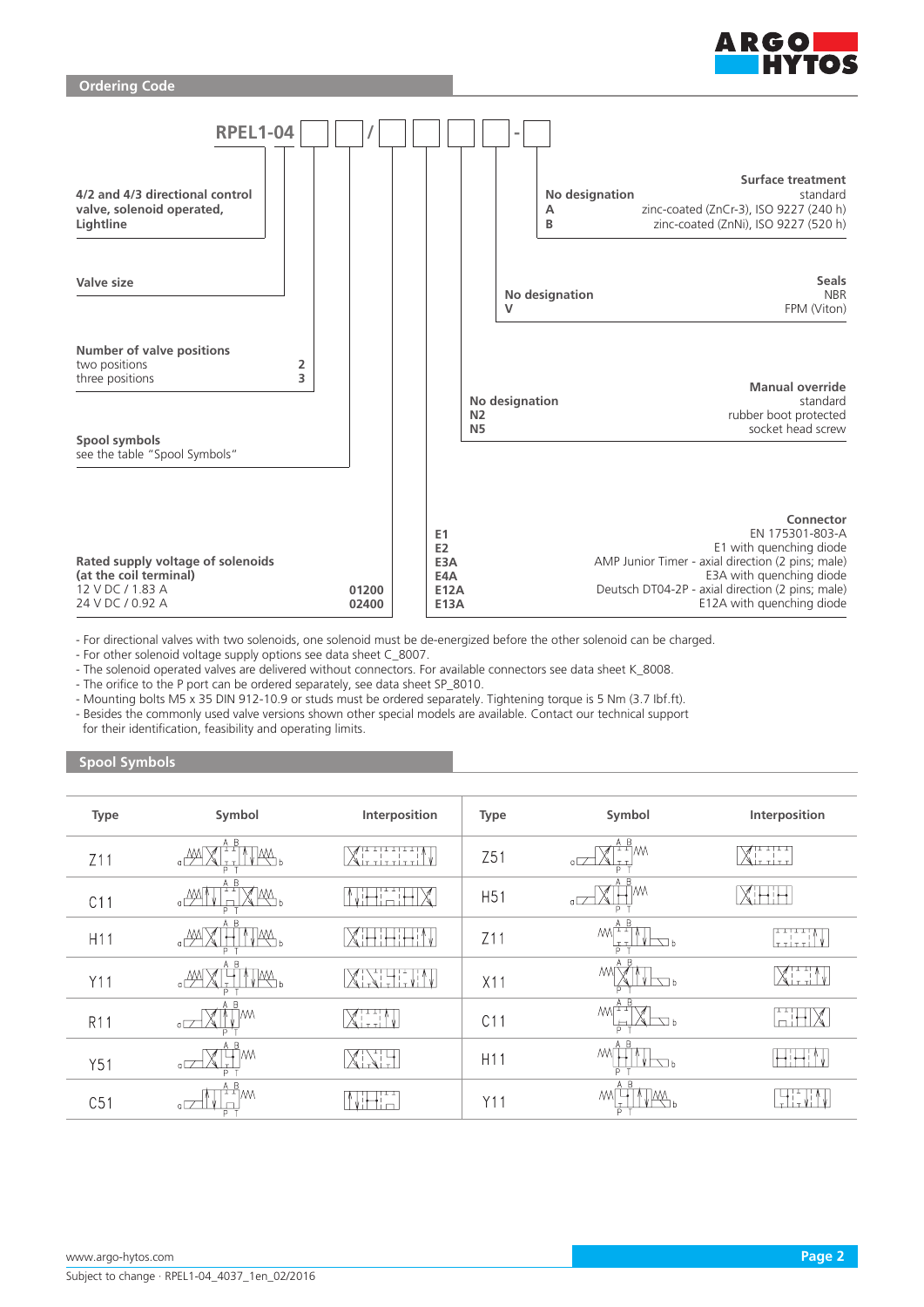## Ordering Code

**RPEL1-04** [ ] [ ] / [ ] [ ] [ ] [ ] - [ ]

**4/2 and 4/3 directional control valve, solenoid operated, Lightline**

**Valve size**

**Number of valve positions**

| | |
|---|---|
| two positions | **2** |
| three positions | **3** |

**Spool symbols**
see the table "Spool Symbols"

**Rated supply voltage of solenoids (at the coil terminal)**

| | |
|---|---|
| 12 V DC / 1.83 A | **01200** |
| 24 V DC / 0.92 A | **02400** |

**Connector**

| | |
|---|---|
| **E1** | EN 175301-803-A |
| **E2** | E1 with quenching diode |
| **E3A** | AMP Junior Timer - axial direction (2 pins; male) |
| **E4A** | E3A with quenching diode |
| **E12A** | Deutsch DT04-2P - axial direction (2 pins; male) |
| **E13A** | E12A with quenching diode |

**Manual override**

| | |
|---|---|
| **No designation** | standard |
| **N2** | rubber boot protected |
| **N5** | socket head screw |

**Seals**

| | |
|---|---|
| **No designation** | NBR |
| **V** | FPM (Viton) |

**Surface treatment**

| | |
|---|---|
| **No designation** | standard |
| **A** | zinc-coated (ZnCr-3), ISO 9227 (240 h) |
| **B** | zinc-coated (ZnNi), ISO 9227 (520 h) |

- For directional valves with two solenoids, one solenoid must be de-energized before the other solenoid can be charged.
- For other solenoid voltage supply options see data sheet C_8007.
- The solenoid operated valves are delivered without connectors. For available connectors see data sheet K_8008.
- The orifice to the P port can be ordered separately, see data sheet SP_8010.
- Mounting bolts M5 x 35 DIN 912-10.9 or studs must be ordered separately. Tightening torque is 5 Nm (3.7 lbf.ft).
- Besides the commonly used valve versions shown other special models are available. Contact our technical support for their identification, feasibility and operating limits.

## Spool Symbols

| Type | Symbol | Interposition | Type | Symbol | Interposition |
|---|---|---|---|---|---|
| Z11 | | | Z51 | | |
| C11 | | | H51 | | |
| H11 | | | Z11 | | |
| Y11 | | | X11 | | |
| R11 | | | C11 | | |
| Y51 | | | H11 | | |
| C51 | | | Y11 | | |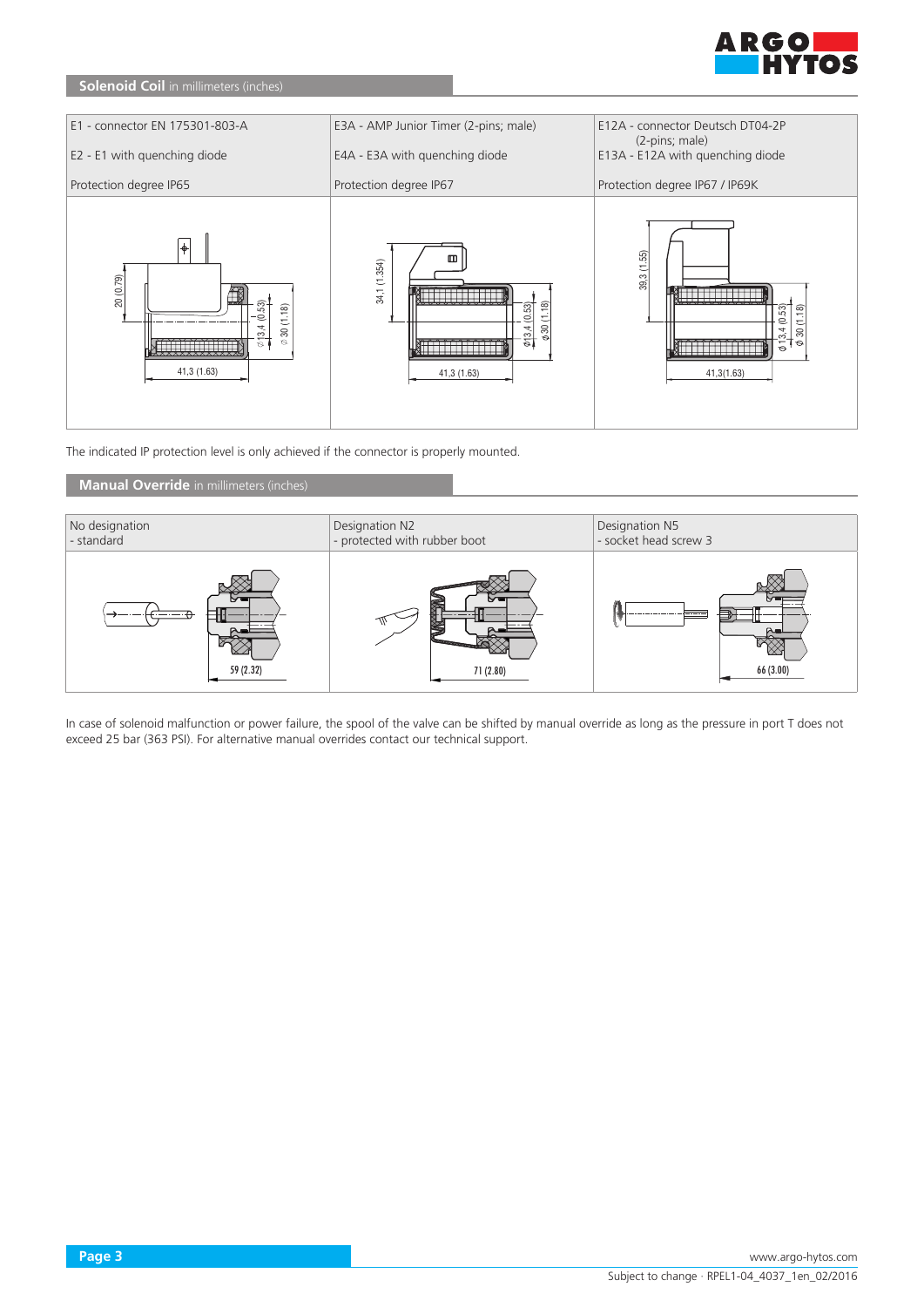## Solenoid Coil in millimeters (inches)

| E1 - connector EN 175301-803-A<br>E2 - E1 with quenching diode<br>Protection degree IP65 | E3A - AMP Junior Timer (2-pins; male)<br>E4A - E3A with quenching diode<br>Protection degree IP67 | E12A - connector Deutsch DT04-2P (2-pins; male)<br>E13A - E12A with quenching diode<br>Protection degree IP67 / IP69K |
|---|---|---|
| 20 (0.79)<br>41,3 (1.63)<br>ø 13,4 (0.53)<br>ø 30 (1.18) | 34,1 (1.354)<br>41,3 (1.63)<br>ø13,4 (0.53)<br>ø 30 (1.18) | 39,3 (1.55)<br>41,3(1.63)<br>ø 13,4 (0.53)<br>ø 30 (1.18) |

The indicated IP protection level is only achieved if the connector is properly mounted.

## Manual Override in millimeters (inches)

| No designation<br>- standard | Designation N2<br>- protected with rubber boot | Designation N5<br>- socket head screw 3 |
|---|---|---|
| 59 (2.32) | 71 (2.80) | 66 (3.00) |

In case of solenoid malfunction or power failure, the spool of the valve can be shifted by manual override as long as the pressure in port T does not exceed 25 bar (363 PSI). For alternative manual overrides contact our technical support.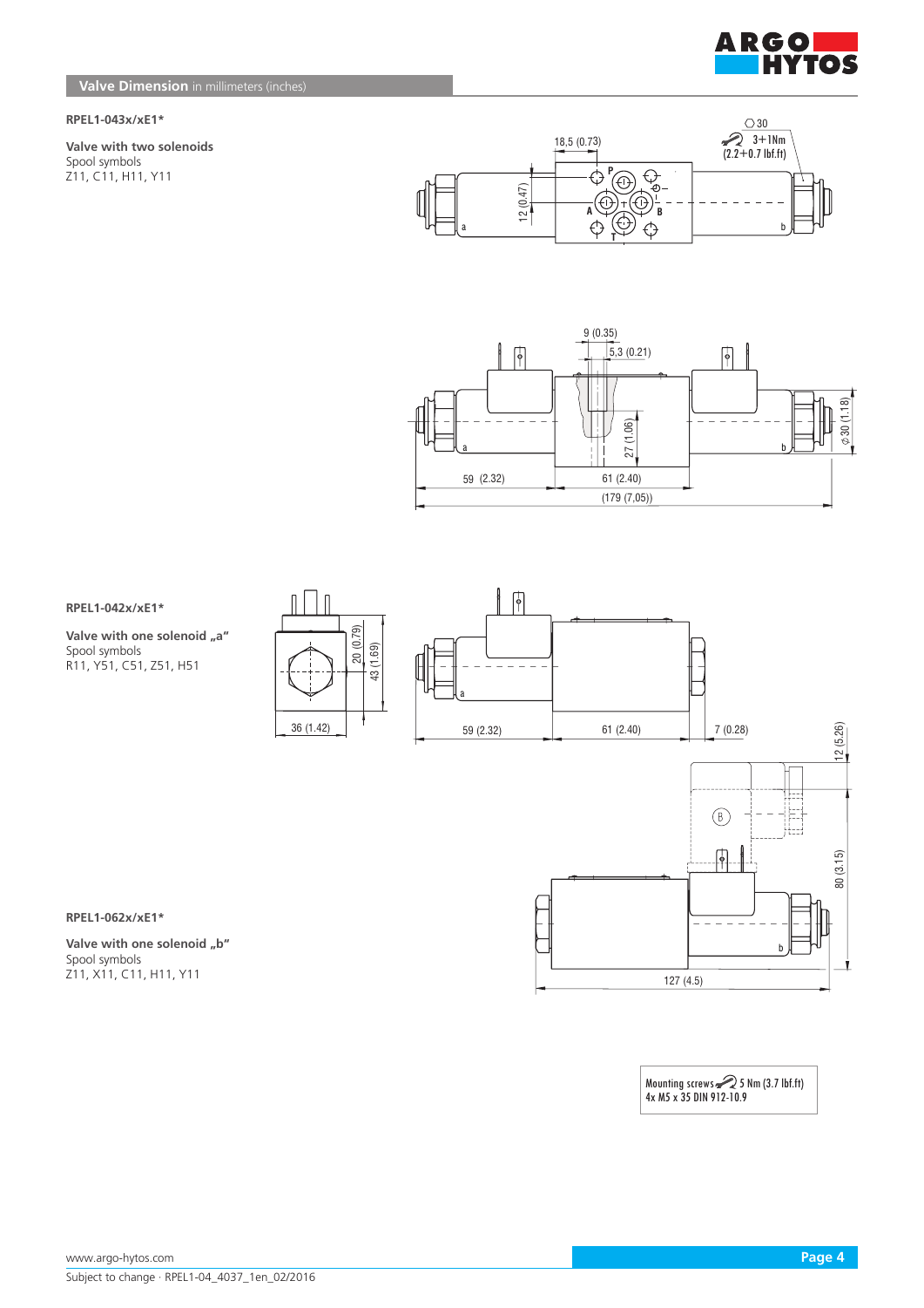## Valve Dimension in millimeters (inches)

**RPEL1-043x/xE1***

**Valve with two solenoids**
Spool symbols
Z11, C11, H11, Y11

18,5 (0.73)
12 (0.47)
30
3+1Nm
(2.2+0.7 lbf.ft)
P
A
B
T
a
b

9 (0.35)
5,3 (0.21)
27 (1.06)
ø 30 (1.18)
59 (2.32)
61 (2.40)
(179 (7,05))

**RPEL1-042x/xE1***

**Valve with one solenoid „a"**
Spool symbols
R11, Y51, C51, Z51, H51

20 (0.79)
43 (1.69)
36 (1.42)
59 (2.32)
61 (2.40)
7 (0.28)

**RPEL1-062x/xE1***

**Valve with one solenoid „b"**
Spool symbols
Z11, X11, C11, H11, Y11

12 (5.26)
80 (3.15)
B
b
127 (4.5)

Mounting screws 5 Nm (3.7 lbf.ft)
4x M5 x 35 DIN 912-10.9